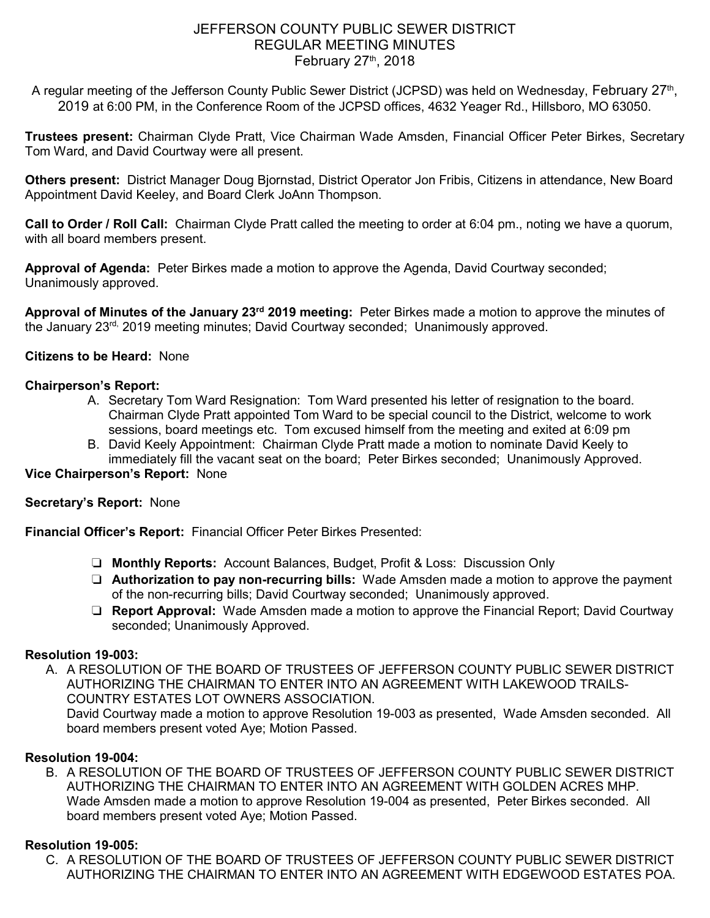# JEFFERSON COUNTY PUBLIC SEWER DISTRICT
## REGULAR MEETING MINUTES
### February 27th, 2018

A regular meeting of the Jefferson County Public Sewer District (JCPSD) was held on Wednesday, February 27th, 2019 at 6:00 PM, in the Conference Room of the JCPSD offices, 4632 Yeager Rd., Hillsboro, MO 63050.

**Trustees present:** Chairman Clyde Pratt, Vice Chairman Wade Amsden, Financial Officer Peter Birkes, Secretary Tom Ward, and David Courtway were all present.

**Others present:** District Manager Doug Bjornstad, District Operator Jon Fribis, Citizens in attendance, New Board Appointment David Keeley, and Board Clerk JoAnn Thompson.

**Call to Order / Roll Call:** Chairman Clyde Pratt called the meeting to order at 6:04 pm., noting we have a quorum, with all board members present.

**Approval of Agenda:** Peter Birkes made a motion to approve the Agenda, David Courtway seconded; Unanimously approved.

**Approval of Minutes of the January 23rd 2019 meeting:** Peter Birkes made a motion to approve the minutes of the January 23rd, 2019 meeting minutes; David Courtway seconded; Unanimously approved.

**Citizens to be Heard:** None

**Chairperson's Report:**

A. Secretary Tom Ward Resignation: Tom Ward presented his letter of resignation to the board. Chairman Clyde Pratt appointed Tom Ward to be special council to the District, welcome to work sessions, board meetings etc. Tom excused himself from the meeting and exited at 6:09 pm
B. David Keely Appointment: Chairman Clyde Pratt made a motion to nominate David Keely to immediately fill the vacant seat on the board; Peter Birkes seconded; Unanimously Approved.

**Vice Chairperson's Report:** None

**Secretary's Report:** None

**Financial Officer's Report:** Financial Officer Peter Birkes Presented:

- **Monthly Reports:** Account Balances, Budget, Profit & Loss: Discussion Only
- **Authorization to pay non-recurring bills:** Wade Amsden made a motion to approve the payment of the non-recurring bills; David Courtway seconded; Unanimously approved.
- **Report Approval:** Wade Amsden made a motion to approve the Financial Report; David Courtway seconded; Unanimously Approved.

**Resolution 19-003:**

A. A RESOLUTION OF THE BOARD OF TRUSTEES OF JEFFERSON COUNTY PUBLIC SEWER DISTRICT AUTHORIZING THE CHAIRMAN TO ENTER INTO AN AGREEMENT WITH LAKEWOOD TRAILS-COUNTRY ESTATES LOT OWNERS ASSOCIATION.
David Courtway made a motion to approve Resolution 19-003 as presented, Wade Amsden seconded. All board members present voted Aye; Motion Passed.

**Resolution 19-004:**

B. A RESOLUTION OF THE BOARD OF TRUSTEES OF JEFFERSON COUNTY PUBLIC SEWER DISTRICT AUTHORIZING THE CHAIRMAN TO ENTER INTO AN AGREEMENT WITH GOLDEN ACRES MHP.
Wade Amsden made a motion to approve Resolution 19-004 as presented, Peter Birkes seconded. All board members present voted Aye; Motion Passed.

**Resolution 19-005:**

C. A RESOLUTION OF THE BOARD OF TRUSTEES OF JEFFERSON COUNTY PUBLIC SEWER DISTRICT AUTHORIZING THE CHAIRMAN TO ENTER INTO AN AGREEMENT WITH EDGEWOOD ESTATES POA.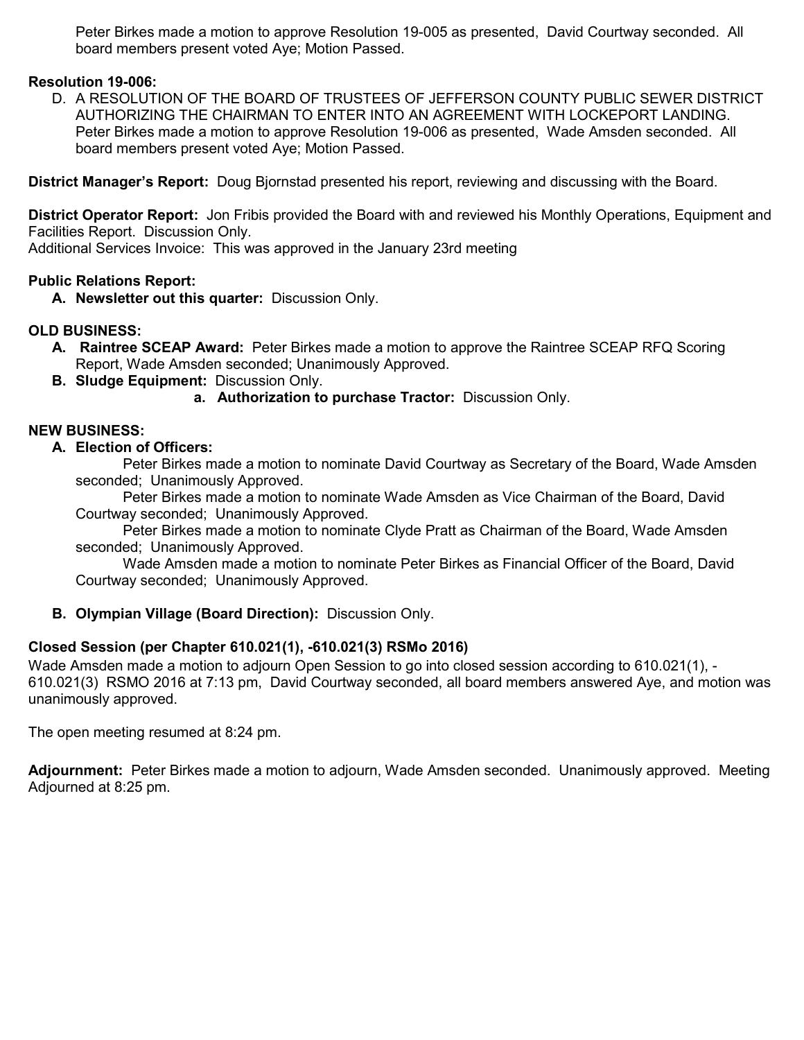Peter Birkes made a motion to approve Resolution 19-005 as presented, David Courtway seconded. All board members present voted Aye; Motion Passed.

**Resolution 19-006:**

D. A RESOLUTION OF THE BOARD OF TRUSTEES OF JEFFERSON COUNTY PUBLIC SEWER DISTRICT AUTHORIZING THE CHAIRMAN TO ENTER INTO AN AGREEMENT WITH LOCKEPORT LANDING. Peter Birkes made a motion to approve Resolution 19-006 as presented, Wade Amsden seconded. All board members present voted Aye; Motion Passed.

**District Manager's Report:** Doug Bjornstad presented his report, reviewing and discussing with the Board.

**District Operator Report:** Jon Fribis provided the Board with and reviewed his Monthly Operations, Equipment and Facilities Report. Discussion Only.
Additional Services Invoice: This was approved in the January 23rd meeting

**Public Relations Report:**

A. **Newsletter out this quarter:** Discussion Only.

**OLD BUSINESS:**

A. **Raintree SCEAP Award:** Peter Birkes made a motion to approve the Raintree SCEAP RFQ Scoring Report, Wade Amsden seconded; Unanimously Approved.
B. **Sludge Equipment:** Discussion Only.
   a. **Authorization to purchase Tractor:** Discussion Only.

**NEW BUSINESS:**

A. **Election of Officers:**

Peter Birkes made a motion to nominate David Courtway as Secretary of the Board, Wade Amsden seconded; Unanimously Approved.

Peter Birkes made a motion to nominate Wade Amsden as Vice Chairman of the Board, David Courtway seconded; Unanimously Approved.

Peter Birkes made a motion to nominate Clyde Pratt as Chairman of the Board, Wade Amsden seconded; Unanimously Approved.

Wade Amsden made a motion to nominate Peter Birkes as Financial Officer of the Board, David Courtway seconded; Unanimously Approved.

B. **Olympian Village (Board Direction):** Discussion Only.

**Closed Session (per Chapter 610.021(1), -610.021(3) RSMo 2016)**

Wade Amsden made a motion to adjourn Open Session to go into closed session according to 610.021(1), -610.021(3) RSMO 2016 at 7:13 pm, David Courtway seconded, all board members answered Aye, and motion was unanimously approved.

The open meeting resumed at 8:24 pm.

**Adjournment:** Peter Birkes made a motion to adjourn, Wade Amsden seconded. Unanimously approved. Meeting Adjourned at 8:25 pm.